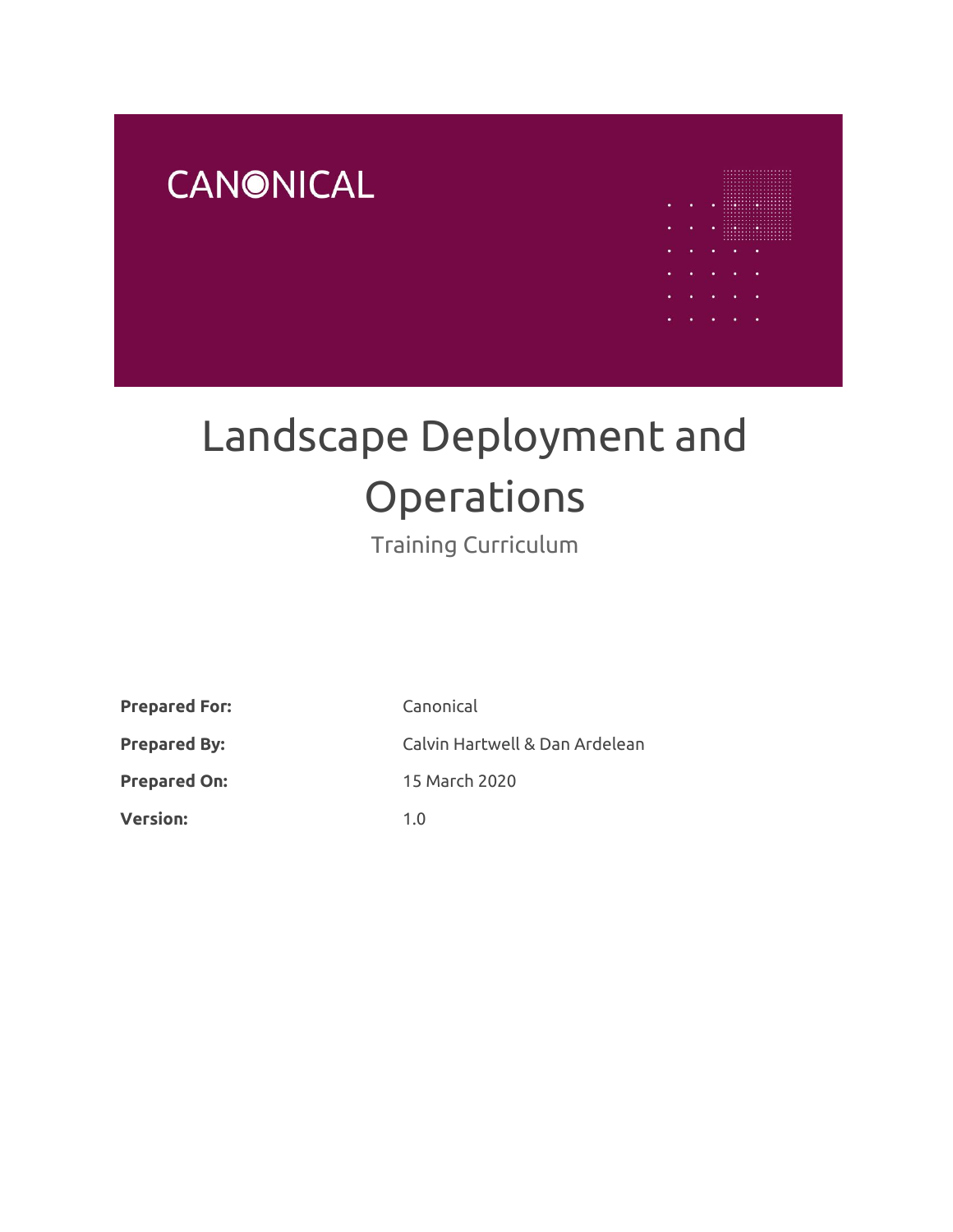CANONICAL

# Landscape Deployment and Operations

Training Curriculum

| | |
|---|---|
| **Prepared For:** | Canonical |
| **Prepared By:** | Calvin Hartwell & Dan Ardelean |
| **Prepared On:** | 15 March 2020 |
| **Version:** | 1.0 |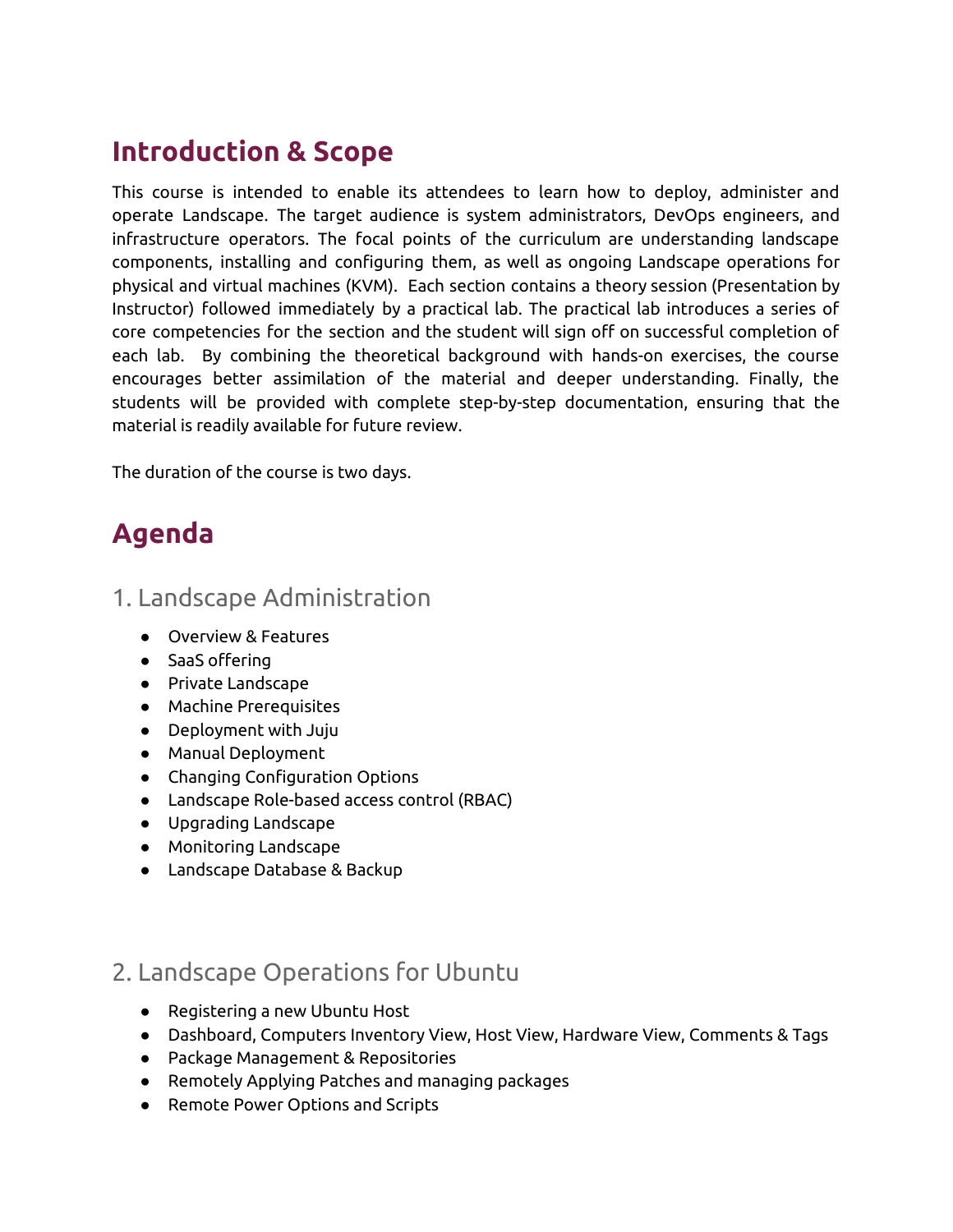## Introduction & Scope

This course is intended to enable its attendees to learn how to deploy, administer and operate Landscape. The target audience is system administrators, DevOps engineers, and infrastructure operators. The focal points of the curriculum are understanding landscape components, installing and configuring them, as well as ongoing Landscape operations for physical and virtual machines (KVM). Each section contains a theory session (Presentation by Instructor) followed immediately by a practical lab. The practical lab introduces a series of core competencies for the section and the student will sign off on successful completion of each lab. By combining the theoretical background with hands-on exercises, the course encourages better assimilation of the material and deeper understanding. Finally, the students will be provided with complete step-by-step documentation, ensuring that the material is readily available for future review.

The duration of the course is two days.

## Agenda

### 1. Landscape Administration

- Overview & Features
- SaaS offering
- Private Landscape
- Machine Prerequisites
- Deployment with Juju
- Manual Deployment
- Changing Configuration Options
- Landscape Role-based access control (RBAC)
- Upgrading Landscape
- Monitoring Landscape
- Landscape Database & Backup

### 2. Landscape Operations for Ubuntu

- Registering a new Ubuntu Host
- Dashboard, Computers Inventory View, Host View, Hardware View, Comments & Tags
- Package Management & Repositories
- Remotely Applying Patches and managing packages
- Remote Power Options and Scripts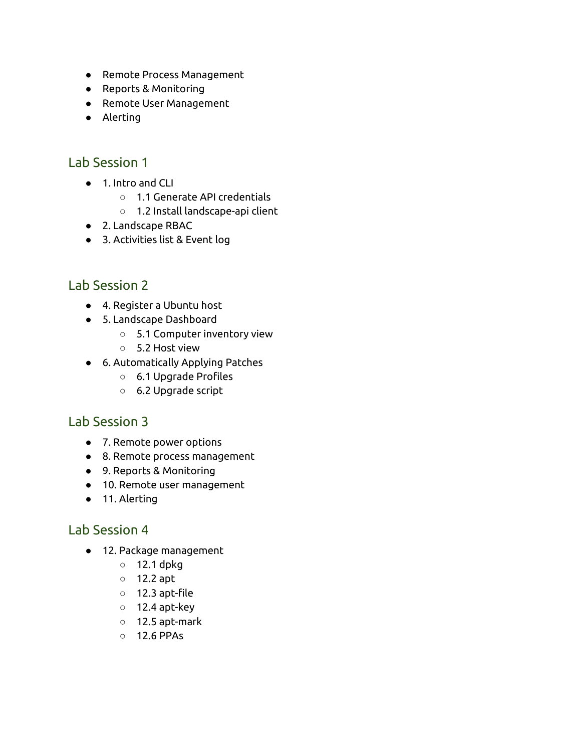- Remote Process Management
- Reports & Monitoring
- Remote User Management
- Alerting

## Lab Session 1

- 1. Intro and CLI
    - 1.1 Generate API credentials
    - 1.2 Install landscape-api client
- 2. Landscape RBAC
- 3. Activities list & Event log

## Lab Session 2

- 4. Register a Ubuntu host
- 5. Landscape Dashboard
    - 5.1 Computer inventory view
    - 5.2 Host view
- 6. Automatically Applying Patches
    - 6.1 Upgrade Profiles
    - 6.2 Upgrade script

## Lab Session 3

- 7. Remote power options
- 8. Remote process management
- 9. Reports & Monitoring
- 10. Remote user management
- 11. Alerting

## Lab Session 4

- 12. Package management
    - 12.1 dpkg
    - 12.2 apt
    - 12.3 apt-file
    - 12.4 apt-key
    - 12.5 apt-mark
    - 12.6 PPAs